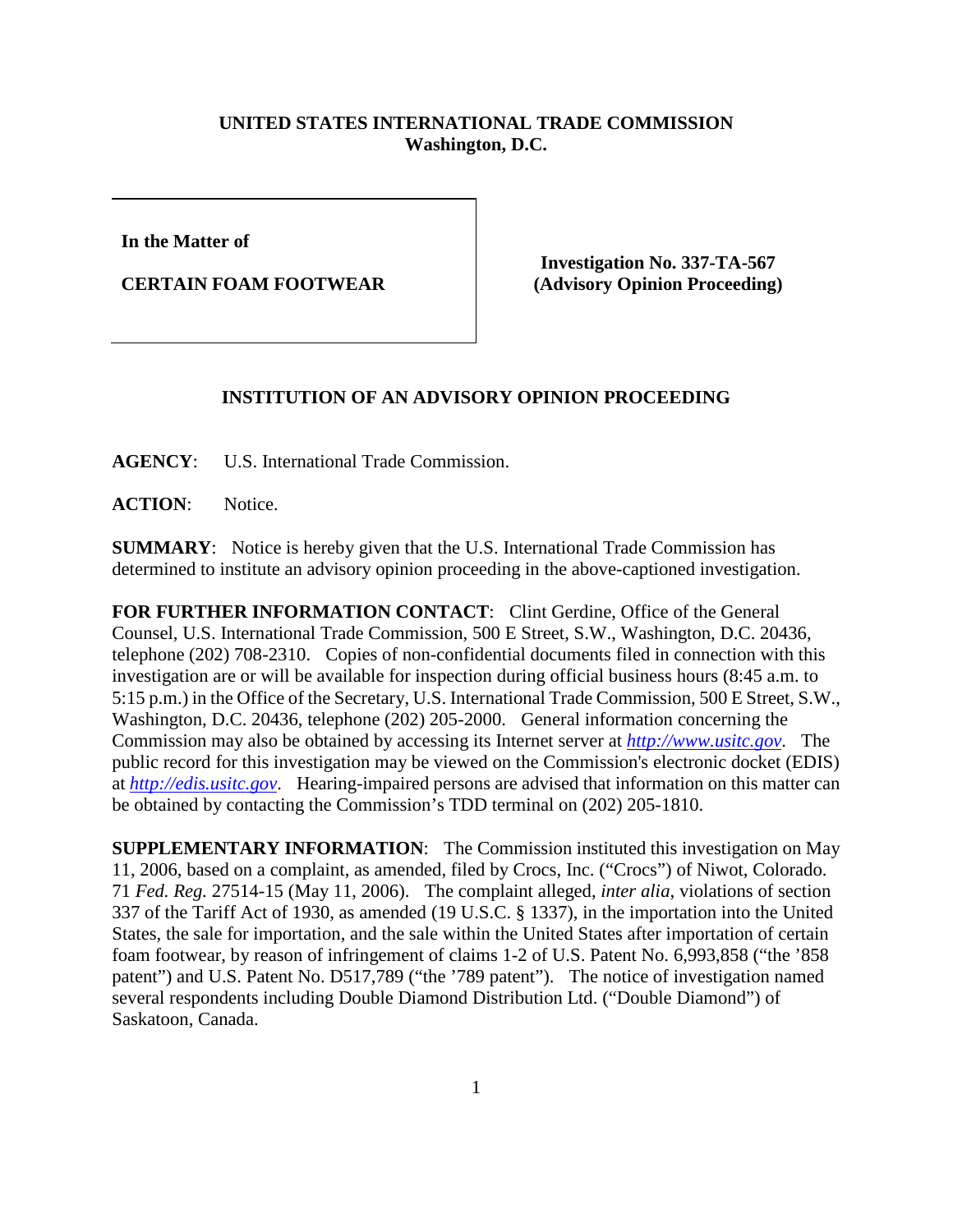**UNITED STATES INTERNATIONAL TRADE COMMISSION**
**Washington, D.C.**

| In the Matter of<br><br>**CERTAIN FOAM FOOTWEAR** | **Investigation No. 337-TA-567**<br>**(Advisory Opinion Proceeding)** |
|---|---|

**INSTITUTION OF AN ADVISORY OPINION PROCEEDING**

**AGENCY**: U.S. International Trade Commission.

**ACTION**: Notice.

**SUMMARY**: Notice is hereby given that the U.S. International Trade Commission has determined to institute an advisory opinion proceeding in the above-captioned investigation.

**FOR FURTHER INFORMATION CONTACT**: Clint Gerdine, Office of the General Counsel, U.S. International Trade Commission, 500 E Street, S.W., Washington, D.C. 20436, telephone (202) 708-2310. Copies of non-confidential documents filed in connection with this investigation are or will be available for inspection during official business hours (8:45 a.m. to 5:15 p.m.) in the Office of the Secretary, U.S. International Trade Commission, 500 E Street, S.W., Washington, D.C. 20436, telephone (202) 205-2000. General information concerning the Commission may also be obtained by accessing its Internet server at *http://www.usitc.gov*. The public record for this investigation may be viewed on the Commission's electronic docket (EDIS) at *http://edis.usitc.gov*. Hearing-impaired persons are advised that information on this matter can be obtained by contacting the Commission's TDD terminal on (202) 205-1810.

**SUPPLEMENTARY INFORMATION**: The Commission instituted this investigation on May 11, 2006, based on a complaint, as amended, filed by Crocs, Inc. ("Crocs") of Niwot, Colorado. 71 *Fed. Reg.* 27514-15 (May 11, 2006). The complaint alleged, *inter alia*, violations of section 337 of the Tariff Act of 1930, as amended (19 U.S.C. § 1337), in the importation into the United States, the sale for importation, and the sale within the United States after importation of certain foam footwear, by reason of infringement of claims 1-2 of U.S. Patent No. 6,993,858 ("the '858 patent") and U.S. Patent No. D517,789 ("the '789 patent"). The notice of investigation named several respondents including Double Diamond Distribution Ltd. ("Double Diamond") of Saskatoon, Canada.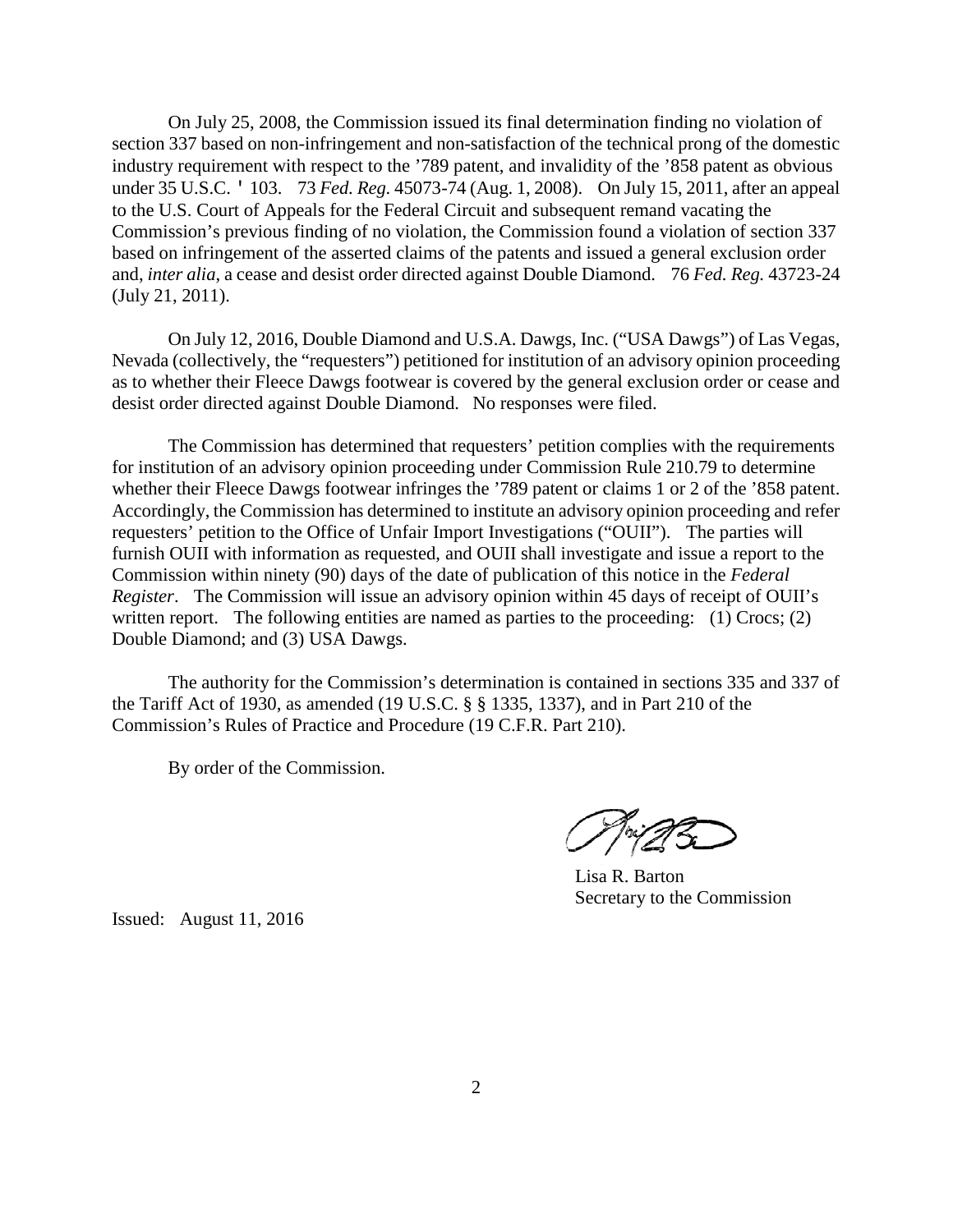On July 25, 2008, the Commission issued its final determination finding no violation of section 337 based on non-infringement and non-satisfaction of the technical prong of the domestic industry requirement with respect to the '789 patent, and invalidity of the '858 patent as obvious under 35 U.S.C. ' 103. 73 *Fed. Reg.* 45073-74 (Aug. 1, 2008). On July 15, 2011, after an appeal to the U.S. Court of Appeals for the Federal Circuit and subsequent remand vacating the Commission's previous finding of no violation, the Commission found a violation of section 337 based on infringement of the asserted claims of the patents and issued a general exclusion order and, *inter alia*, a cease and desist order directed against Double Diamond. 76 *Fed. Reg.* 43723-24 (July 21, 2011).

On July 12, 2016, Double Diamond and U.S.A. Dawgs, Inc. ("USA Dawgs") of Las Vegas, Nevada (collectively, the "requesters") petitioned for institution of an advisory opinion proceeding as to whether their Fleece Dawgs footwear is covered by the general exclusion order or cease and desist order directed against Double Diamond. No responses were filed.

The Commission has determined that requesters' petition complies with the requirements for institution of an advisory opinion proceeding under Commission Rule 210.79 to determine whether their Fleece Dawgs footwear infringes the '789 patent or claims 1 or 2 of the '858 patent. Accordingly, the Commission has determined to institute an advisory opinion proceeding and refer requesters' petition to the Office of Unfair Import Investigations ("OUII"). The parties will furnish OUII with information as requested, and OUII shall investigate and issue a report to the Commission within ninety (90) days of the date of publication of this notice in the *Federal Register*. The Commission will issue an advisory opinion within 45 days of receipt of OUII's written report. The following entities are named as parties to the proceeding: (1) Crocs; (2) Double Diamond; and (3) USA Dawgs.

The authority for the Commission's determination is contained in sections 335 and 337 of the Tariff Act of 1930, as amended (19 U.S.C. § § 1335, 1337), and in Part 210 of the Commission's Rules of Practice and Procedure (19 C.F.R. Part 210).

By order of the Commission.

Lisa R. Barton
Secretary to the Commission

Issued: August 11, 2016